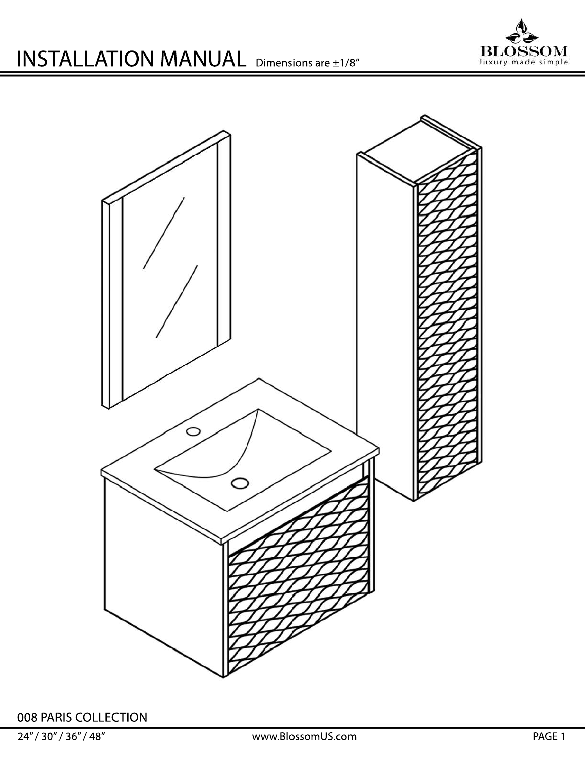# INSTALLATION MANUAL

Dimensions are ±1/8"

BLOSSOM
luxury made simple

008 PARIS COLLECTION

24" / 30" / 36" / 48"

www.BlossomUS.com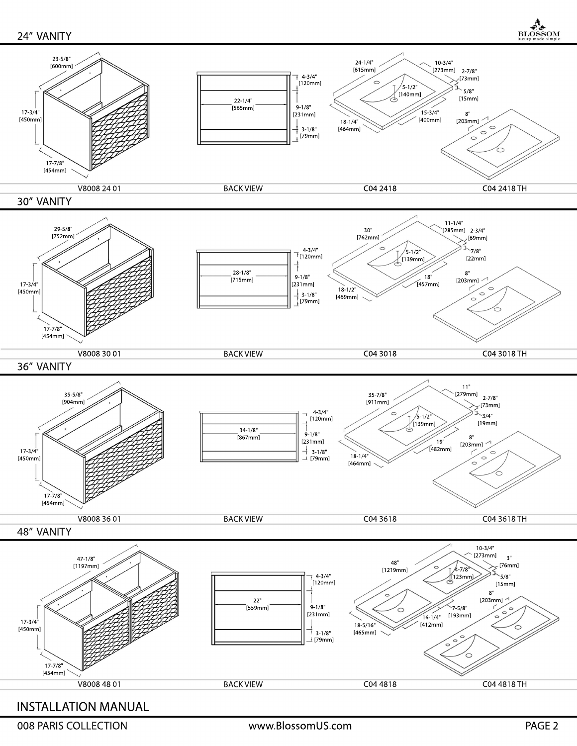## 24" VANITY

23-5/8" [600mm]
17-3/4" [450mm]
17-7/8" [454mm]

4-3/4" [120mm]
22-1/4" [565mm]
9-1/8" [231mm]
3-1/8" [79mm]

24-1/4" [615mm]
10-3/4" [273mm]
2-7/8" [73mm]
5-1/2" [140mm]
5/8" [15mm]
15-3/4" [400mm]
18-1/4" [464mm]
8" [203mm]

V8008 24 01 | BACK VIEW | C04 2418 | C04 2418 TH

## 30" VANITY

29-5/8" [752mm]
17-3/4" [450mm]
17-7/8" [454mm]

4-3/4" [120mm]
28-1/8" [715mm]
9-1/8" [231mm]
3-1/8" [79mm]

30" [762mm]
11-1/4" [285mm]
2-3/4" [69mm]
5-1/2" [139mm]
7/8" [22mm]
18" [457mm]
18-1/2" [469mm]
8" [203mm]

V8008 30 01 | BACK VIEW | C04 3018 | C04 3018 TH

## 36" VANITY

35-5/8" [904mm]
17-3/4" [450mm]
17-7/8" [454mm]

4-3/4" [120mm]
34-1/8" [867mm]
9-1/8" [231mm]
3-1/8" [79mm]

35-7/8" [911mm]
11" [279mm]
2-7/8" [73mm]
5-1/2" [139mm]
3/4" [19mm]
19" [482mm]
18-1/4" [464mm]
8" [203mm]

V8008 36 01 | BACK VIEW | C04 3618 | C04 3618 TH

## 48" VANITY

47-1/8" [1197mm]
17-3/4" [450mm]
17-7/8" [454mm]

4-3/4" [120mm]
22" [559mm]
9-1/8" [231mm]
3-1/8" [79mm]

48" [1219mm]
10-3/4" [273mm]
3" [76mm]
4-7/8" [123mm]
5/8" [15mm]
8" [203mm]
7-5/8" [193mm]
16-1/4" [412mm]
18-5/16" [465mm]

V8008 48 01 | BACK VIEW | C04 4818 | C04 4818 TH

# INSTALLATION MANUAL

008 PARIS COLLECTION | www.BlossomUS.com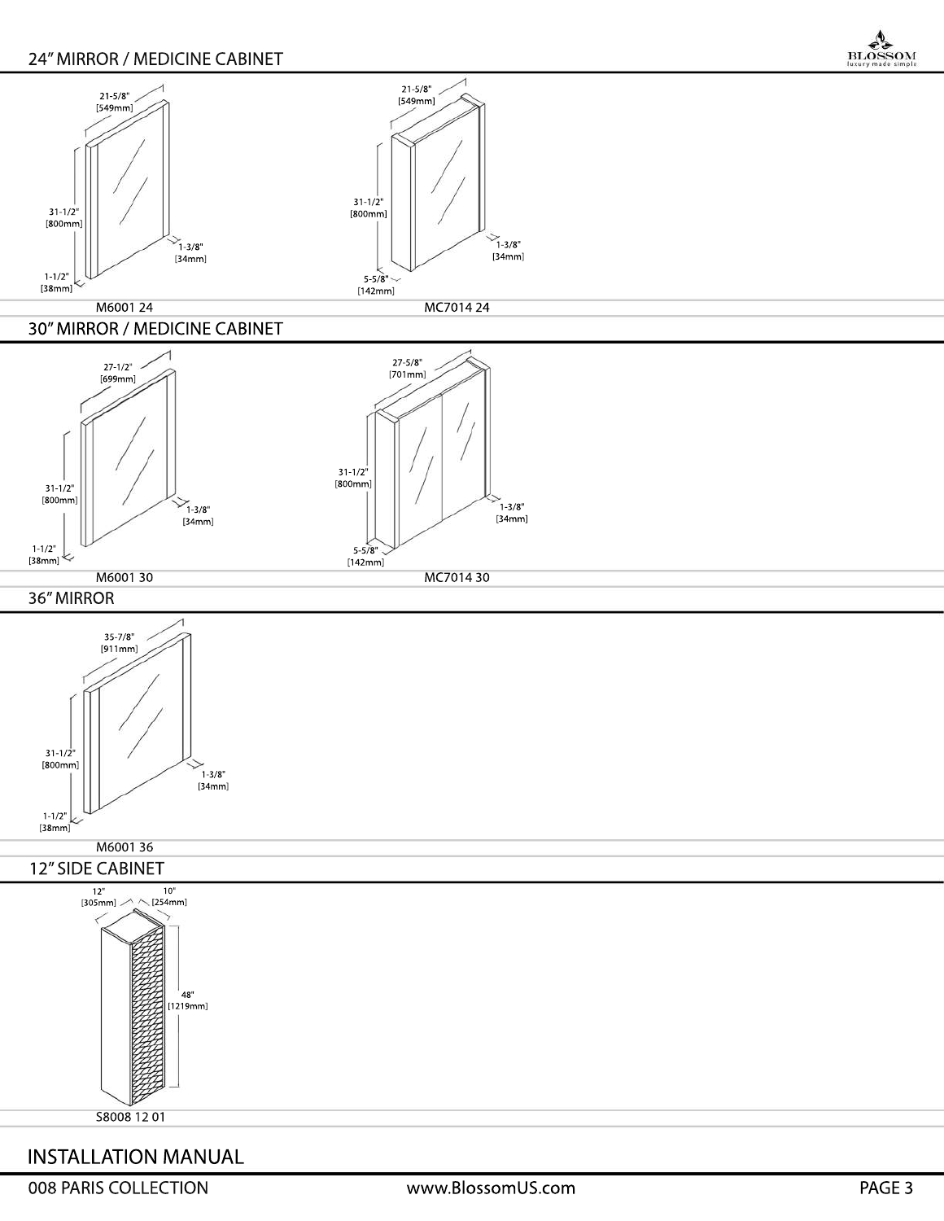## 24" MIRROR / MEDICINE CABINET

21-5/8" [549mm]

31-1/2" [800mm]

1-3/8" [34mm]

1-1/2" [38mm]

M6001 24

21-5/8" [549mm]

31-1/2" [800mm]

1-3/8" [34mm]

5-5/8" [142mm]

MC7014 24

## 30" MIRROR / MEDICINE CABINET

27-1/2" [699mm]

31-1/2" [800mm]

1-3/8" [34mm]

1-1/2" [38mm]

M6001 30

27-5/8" [701mm]

31-1/2" [800mm]

1-3/8" [34mm]

5-5/8" [142mm]

MC7014 30

## 36" MIRROR

35-7/8" [911mm]

31-1/2" [800mm]

1-3/8" [34mm]

1-1/2" [38mm]

M6001 36

## 12" SIDE CABINET

12" [305mm]

10" [254mm]

48" [1219mm]

S8008 12 01

# INSTALLATION MANUAL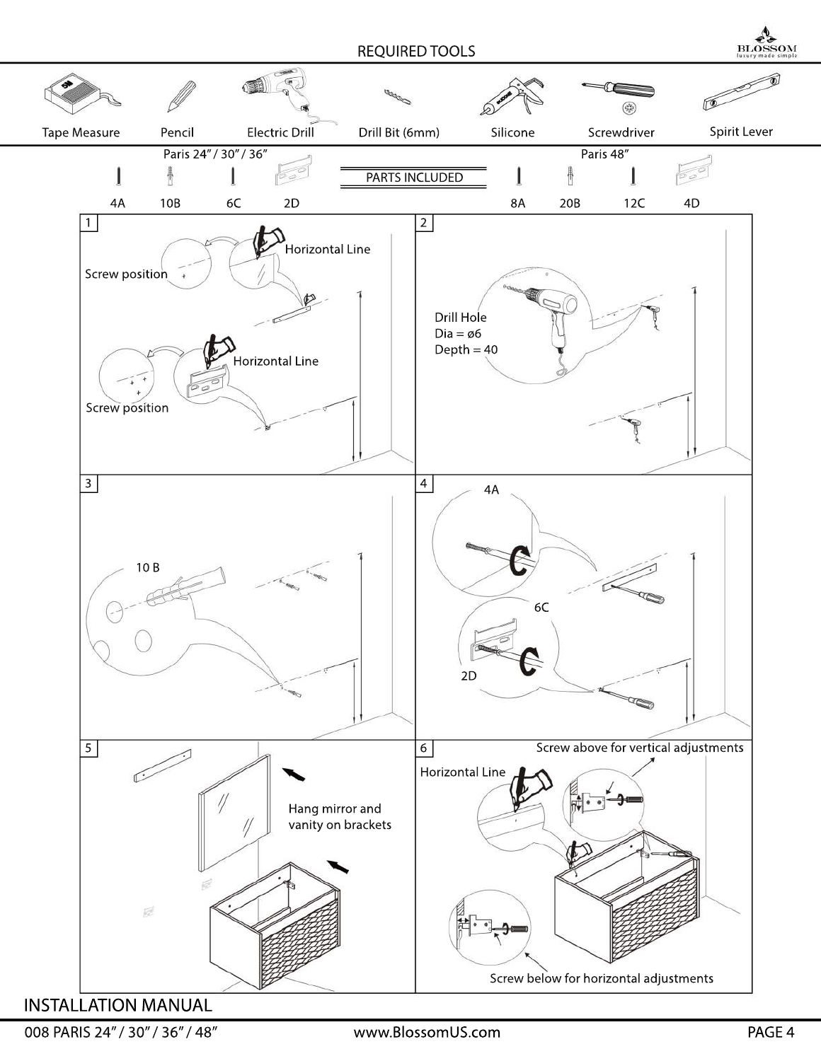## REQUIRED TOOLS

Tape Measure | Pencil | Electric Drill | Drill Bit (6mm) | Silicone | Screwdriver | Spirit Lever

## PARTS INCLUDED

| Paris 24" / 30" / 36" | | | | Paris 48" | | | |
|---|---|---|---|---|---|---|---|
| 4A | 10B | 6C | 2D | 8A | 20B | 12C | 4D |

**1**

Horizontal Line

Screw position

Horizontal Line

Screw position

**2**

Drill Hole
Dia = ø6
Depth = 40

**3**

10 B

**4**

4A

6C

2D

**5**

Hang mirror and vanity on brackets

**6**

Screw above for vertical adjustments

Horizontal Line

Screw below for horizontal adjustments

INSTALLATION MANUAL

008 PARIS 24" / 30" / 36" / 48"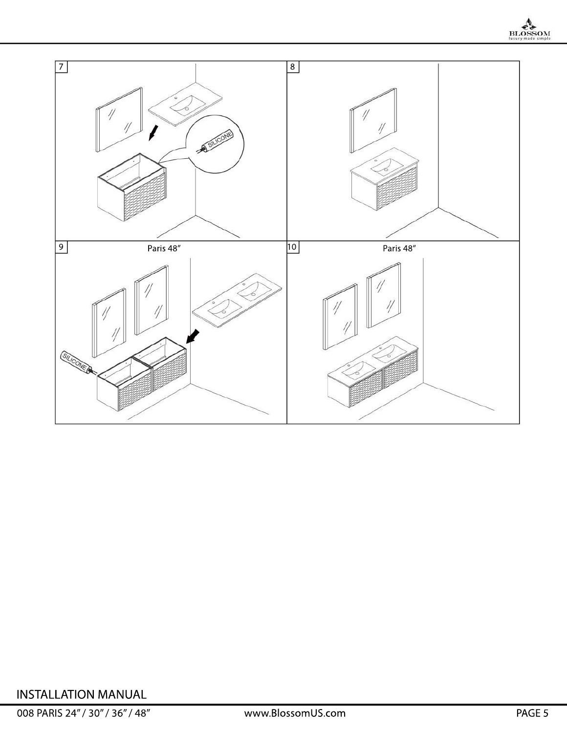7

SILICONE

8

9

Paris 48″

SILICONE

10

Paris 48″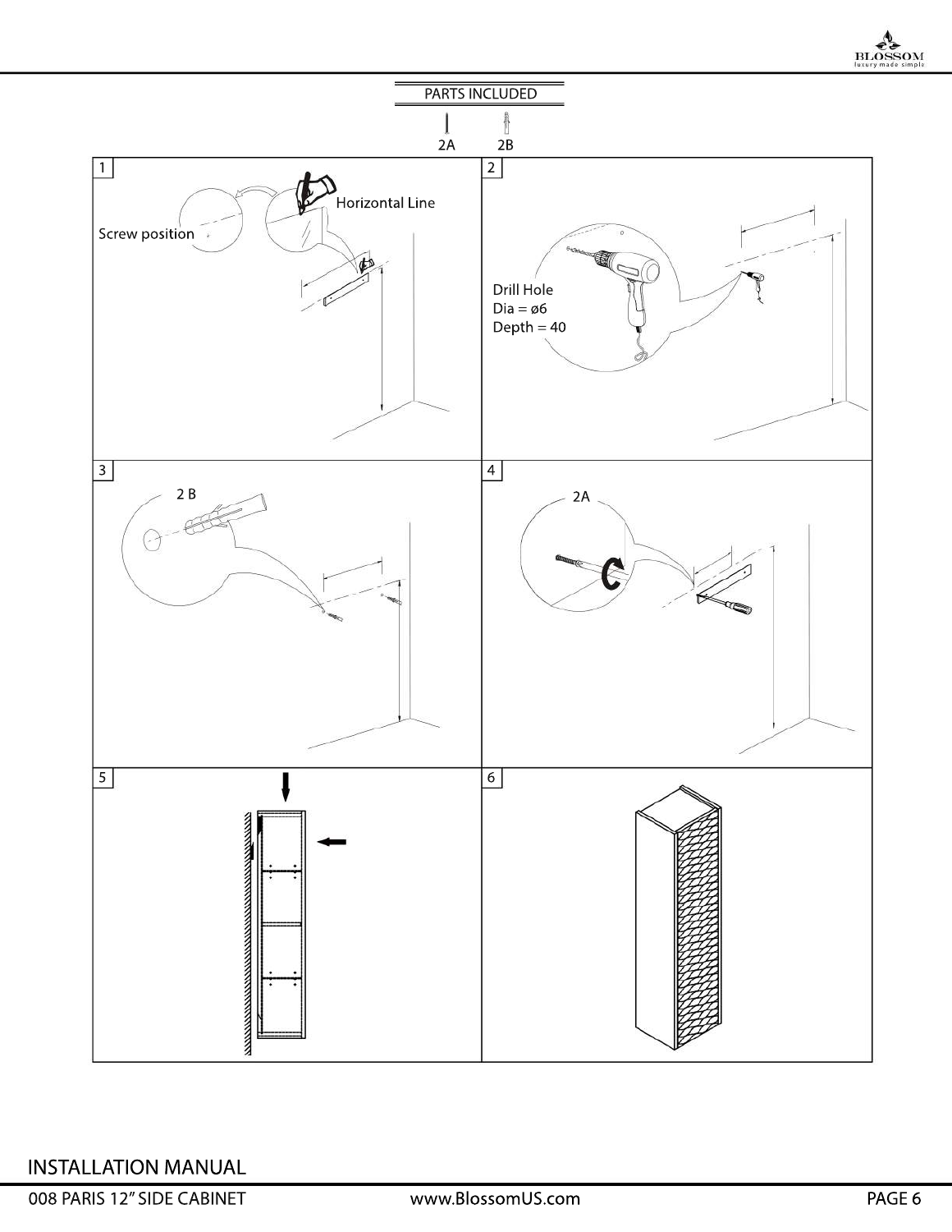## PARTS INCLUDED

2A 2B

1

Screw position

Horizontal Line

2

Drill Hole
Dia = ø6
Depth = 40

3

2 B

4

2A

5

6

INSTALLATION MANUAL

008 PARIS 12” SIDE CABINET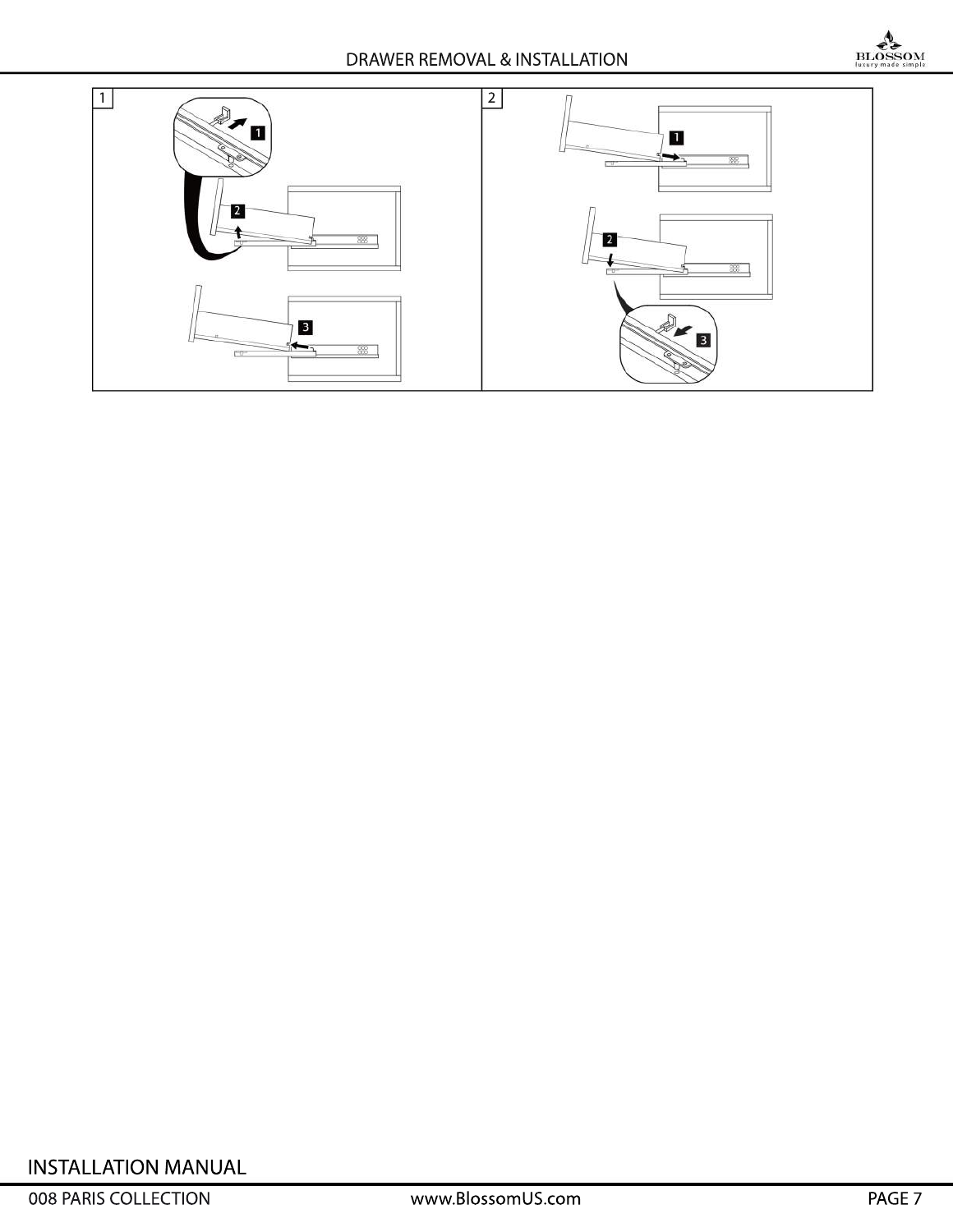# DRAWER REMOVAL & INSTALLATION

1

2

1
2
3

1
2
3